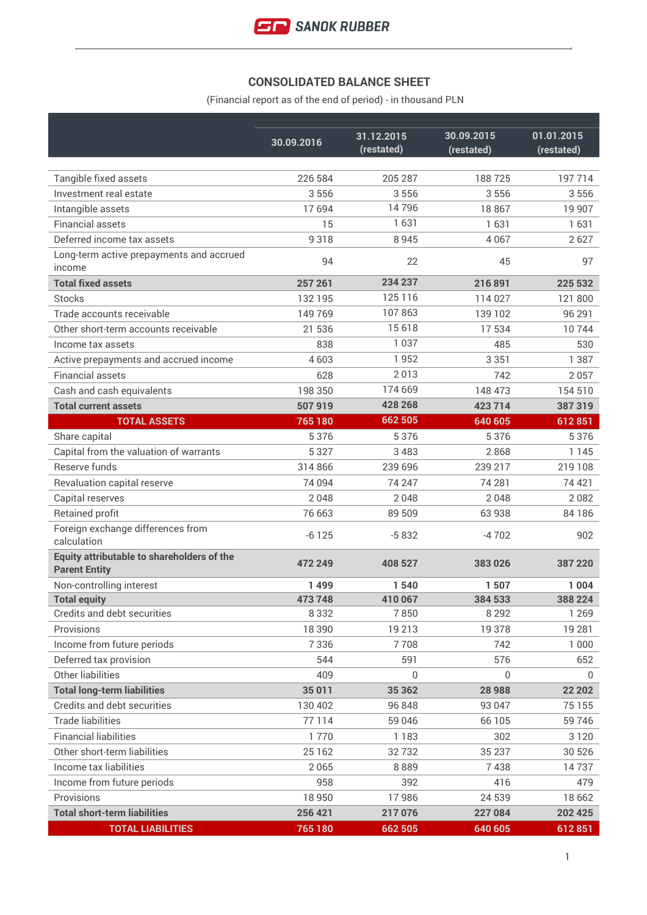## CONSOLIDATED BALANCE SHEET

(Financial report as of the end of period) - in thousand PLN

| | 30.09.2016 | 31.12.2015 (restated) | 30.09.2015 (restated) | 01.01.2015 (restated) |
|---|---|---|---|---|
| Tangible fixed assets | 226 584 | 205 287 | 188 725 | 197 714 |
| Investment real estate | 3 556 | 3 556 | 3 556 | 3 556 |
| Intangible assets | 17 694 | 14 796 | 18 867 | 19 907 |
| Financial assets | 15 | 1 631 | 1 631 | 1 631 |
| Deferred income tax assets | 9 318 | 8 945 | 4 067 | 2 627 |
| Long-term active prepayments and accrued income | 94 | 22 | 45 | 97 |
| **Total fixed assets** | **257 261** | **234 237** | **216 891** | **225 532** |
| Stocks | 132 195 | 125 116 | 114 027 | 121 800 |
| Trade accounts receivable | 149 769 | 107 863 | 139 102 | 96 291 |
| Other short-term accounts receivable | 21 536 | 15 618 | 17 534 | 10 744 |
| Income tax assets | 838 | 1 037 | 485 | 530 |
| Active prepayments and accrued income | 4 603 | 1 952 | 3 351 | 1 387 |
| Financial assets | 628 | 2 013 | 742 | 2 057 |
| Cash and cash equivalents | 198 350 | 174 669 | 148 473 | 154 510 |
| **Total current assets** | **507 919** | **428 268** | **423 714** | **387 319** |
| **TOTAL ASSETS** | **765 180** | **662 505** | **640 605** | **612 851** |
| Share capital | 5 376 | 5 376 | 5 376 | 5 376 |
| Capital from the valuation of warrants | 5 327 | 3 483 | 2 868 | 1 145 |
| Reserve funds | 314 866 | 239 696 | 239 217 | 219 108 |
| Revaluation capital reserve | 74 094 | 74 247 | 74 281 | 74 421 |
| Capital reserves | 2 048 | 2 048 | 2 048 | 2 082 |
| Retained profit | 76 663 | 89 509 | 63 938 | 84 186 |
| Foreign exchange differences from calculation | -6 125 | -5 832 | -4 702 | 902 |
| **Equity attributable to shareholders of the Parent Entity** | **472 249** | **408 527** | **383 026** | **387 220** |
| Non-controlling interest | **1 499** | **1 540** | **1 507** | **1 004** |
| **Total equity** | **473 748** | **410 067** | **384 533** | **388 224** |
| Credits and debt securities | 8 332 | 7 850 | 8 292 | 1 269 |
| Provisions | 18 390 | 19 213 | 19 378 | 19 281 |
| Income from future periods | 7 336 | 7 708 | 742 | 1 000 |
| Deferred tax provision | 544 | 591 | 576 | 652 |
| Other liabilities | 409 | 0 | 0 | 0 |
| **Total long-term liabilities** | **35 011** | **35 362** | **28 988** | **22 202** |
| Credits and debt securities | 130 402 | 96 848 | 93 047 | 75 155 |
| Trade liabilities | 77 114 | 59 046 | 66 105 | 59 746 |
| Financial liabilities | 1 770 | 1 183 | 302 | 3 120 |
| Other short-term liabilities | 25 162 | 32 732 | 35 237 | 30 526 |
| Income tax liabilities | 2 065 | 8 889 | 7 438 | 14 737 |
| Income from future periods | 958 | 392 | 416 | 479 |
| Provisions | 18 950 | 17 986 | 24 539 | 18 662 |
| **Total short-term liabilities** | **256 421** | **217 076** | **227 084** | **202 425** |
| **TOTAL LIABILITIES** | **765 180** | **662 505** | **640 605** | **612 851** |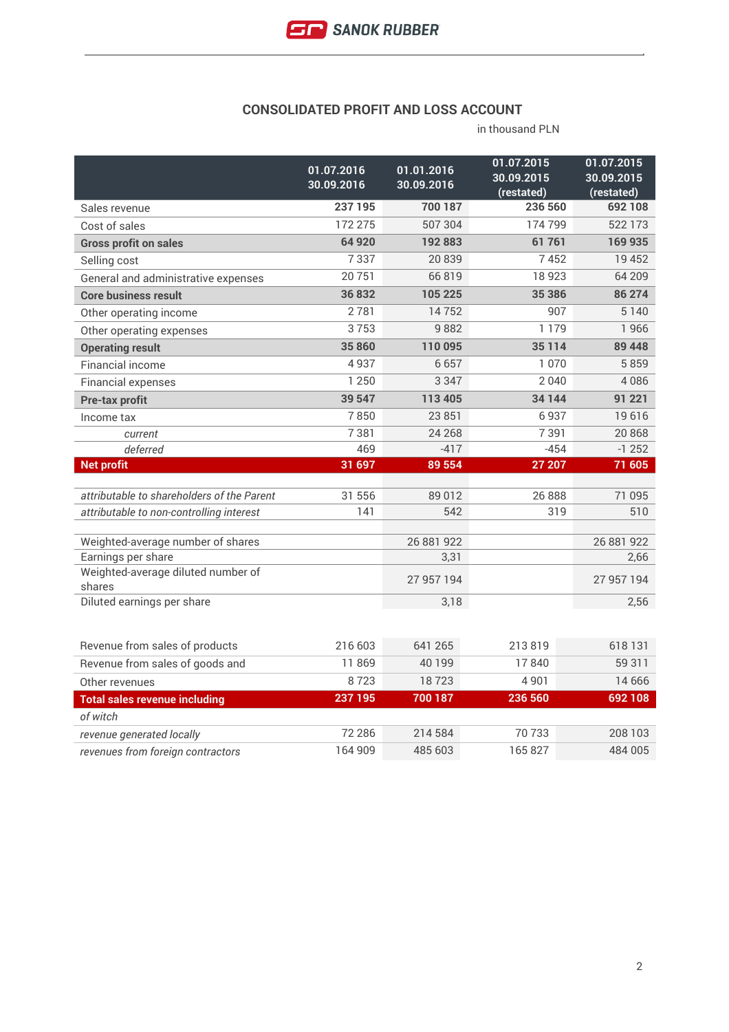## CONSOLIDATED PROFIT AND LOSS ACCOUNT

in thousand PLN

| | 01.07.2016 30.09.2016 | 01.01.2016 30.09.2016 | 01.07.2015 30.09.2015 (restated) | 01.07.2015 30.09.2015 (restated) |
|---|---|---|---|---|
| Sales revenue | **237 195** | **700 187** | **236 560** | **692 108** |
| Cost of sales | 172 275 | 507 304 | 174 799 | 522 173 |
| **Gross profit on sales** | **64 920** | **192 883** | **61 761** | **169 935** |
| Selling cost | 7 337 | 20 839 | 7 452 | 19 452 |
| General and administrative expenses | 20 751 | 66 819 | 18 923 | 64 209 |
| **Core business result** | **36 832** | **105 225** | **35 386** | **86 274** |
| Other operating income | 2 781 | 14 752 | 907 | 5 140 |
| Other operating expenses | 3 753 | 9 882 | 1 179 | 1 966 |
| **Operating result** | **35 860** | **110 095** | **35 114** | **89 448** |
| Financial income | 4 937 | 6 657 | 1 070 | 5 859 |
| Financial expenses | 1 250 | 3 347 | 2 040 | 4 086 |
| **Pre-tax profit** | **39 547** | **113 405** | **34 144** | **91 221** |
| Income tax | 7 850 | 23 851 | 6 937 | 19 616 |
| *current* | 7 381 | 24 268 | 7 391 | 20 868 |
| *deferred* | 469 | -417 | -454 | -1 252 |
| **Net profit** | **31 697** | **89 554** | **27 207** | **71 605** |
| | | | | |
| *attributable to shareholders of the Parent* | 31 556 | 89 012 | 26 888 | 71 095 |
| *attributable to non-controlling interest* | 141 | 542 | 319 | 510 |
| | | | | |
| Weighted-average number of shares | | 26 881 922 | | 26 881 922 |
| Earnings per share | | 3,31 | | 2,66 |
| Weighted-average diluted number of shares | | 27 957 194 | | 27 957 194 |
| Diluted earnings per share | | 3,18 | | 2,56 |

| | | | | |
|---|---|---|---|---|
| Revenue from sales of products | 216 603 | 641 265 | 213 819 | 618 131 |
| Revenue from sales of goods and | 11 869 | 40 199 | 17 840 | 59 311 |
| Other revenues | 8 723 | 18 723 | 4 901 | 14 666 |
| **Total sales revenue including** | **237 195** | **700 187** | **236 560** | **692 108** |
| *of witch* | | | | |
| *revenue generated locally* | 72 286 | 214 584 | 70 733 | 208 103 |
| *revenues from foreign contractors* | 164 909 | 485 603 | 165 827 | 484 005 |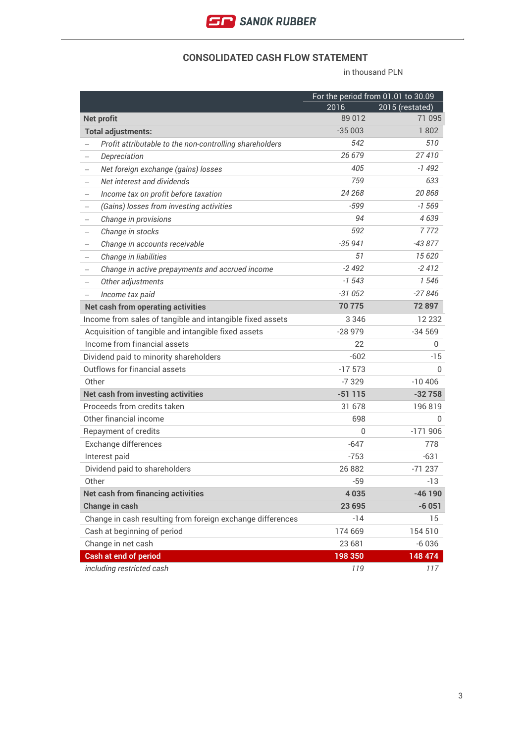## CONSOLIDATED CASH FLOW STATEMENT

in thousand PLN

| | For the period from 01.01 to 30.09 | |
|---|---|---|
| | 2016 | 2015 (restated) |
| **Net profit** | 89 012 | 71 095 |
| **Total adjustments:** | -35 003 | 1 802 |
| – *Profit attributable to the non-controlling shareholders* | *542* | *510* |
| – *Depreciation* | *26 679* | *27 410* |
| – *Net foreign exchange (gains) losses* | *405* | *-1 492* |
| – *Net interest and dividends* | *759* | *633* |
| – *Income tax on profit before taxation* | *24 268* | *20 868* |
| – *(Gains) losses from investing activities* | *-599* | *-1 569* |
| – *Change in provisions* | *94* | *4 639* |
| – *Change in stocks* | *592* | *7 772* |
| – *Change in accounts receivable* | *-35 941* | *-43 877* |
| – *Change in liabilities* | *51* | *15 620* |
| – *Change in active prepayments and accrued income* | *-2 492* | *-2 412* |
| – *Other adjustments* | *-1 543* | *1 546* |
| – *Income tax paid* | *-31 052* | *-27 846* |
| **Net cash from operating activities** | **70 775** | **72 897** |
| Income from sales of tangible and intangible fixed assets | 3 346 | 12 232 |
| Acquisition of tangible and intangible fixed assets | -28 979 | -34 569 |
| Income from financial assets | 22 | 0 |
| Dividend paid to minority shareholders | -602 | -15 |
| Outflows for financial assets | -17 573 | 0 |
| Other | -7 329 | -10 406 |
| **Net cash from investing activities** | **-51 115** | **-32 758** |
| Proceeds from credits taken | 31 678 | 196 819 |
| Other financial income | 698 | 0 |
| Repayment of credits | 0 | -171 906 |
| Exchange differences | -647 | 778 |
| Interest paid | -753 | -631 |
| Dividend paid to shareholders | 26 882 | -71 237 |
| Other | -59 | -13 |
| **Net cash from financing activities** | **4 035** | **-46 190** |
| **Change in cash** | **23 695** | **-6 051** |
| Change in cash resulting from foreign exchange differences | -14 | 15 |
| Cash at beginning of period | 174 669 | 154 510 |
| Change in net cash | 23 681 | -6 036 |
| **Cash at end of period** | **198 350** | **148 474** |
| *including restricted cash* | *119* | *117* |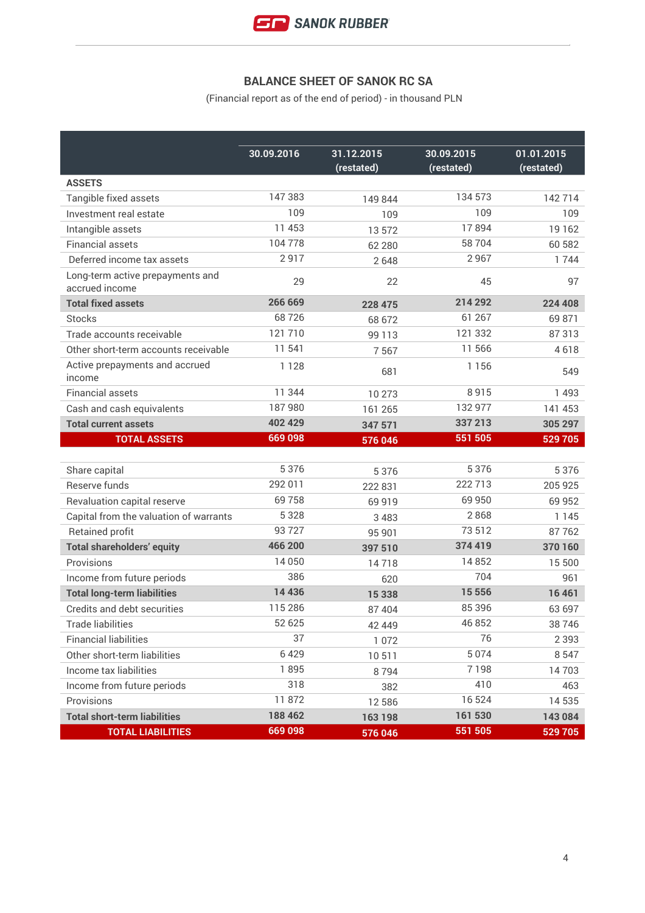# BALANCE SHEET OF SANOK RC SA

(Financial report as of the end of period) - in thousand PLN

| | 30.09.2016 | 31.12.2015 (restated) | 30.09.2015 (restated) | 01.01.2015 (restated) |
|---|---|---|---|---|
| **ASSETS** | | | | |
| Tangible fixed assets | 147 383 | 149 844 | 134 573 | 142 714 |
| Investment real estate | 109 | 109 | 109 | 109 |
| Intangible assets | 11 453 | 13 572 | 17 894 | 19 162 |
| Financial assets | 104 778 | 62 280 | 58 704 | 60 582 |
| Deferred income tax assets | 2 917 | 2 648 | 2 967 | 1 744 |
| Long-term active prepayments and accrued income | 29 | 22 | 45 | 97 |
| **Total fixed assets** | **266 669** | **228 475** | **214 292** | **224 408** |
| Stocks | 68 726 | 68 672 | 61 267 | 69 871 |
| Trade accounts receivable | 121 710 | 99 113 | 121 332 | 87 313 |
| Other short-term accounts receivable | 11 541 | 7 567 | 11 566 | 4 618 |
| Active prepayments and accrued income | 1 128 | 681 | 1 156 | 549 |
| Financial assets | 11 344 | 10 273 | 8 915 | 1 493 |
| Cash and cash equivalents | 187 980 | 161 265 | 132 977 | 141 453 |
| **Total current assets** | **402 429** | **347 571** | **337 213** | **305 297** |
| **TOTAL ASSETS** | **669 098** | **576 046** | **551 505** | **529 705** |
| | | | | |
| Share capital | 5 376 | 5 376 | 5 376 | 5 376 |
| Reserve funds | 292 011 | 222 831 | 222 713 | 205 925 |
| Revaluation capital reserve | 69 758 | 69 919 | 69 950 | 69 952 |
| Capital from the valuation of warrants | 5 328 | 3 483 | 2 868 | 1 145 |
| Retained profit | 93 727 | 95 901 | 73 512 | 87 762 |
| **Total shareholders' equity** | **466 200** | **397 510** | **374 419** | **370 160** |
| Provisions | 14 050 | 14 718 | 14 852 | 15 500 |
| Income from future periods | 386 | 620 | 704 | 961 |
| **Total long-term liabilities** | **14 436** | **15 338** | **15 556** | **16 461** |
| Credits and debt securities | 115 286 | 87 404 | 85 396 | 63 697 |
| Trade liabilities | 52 625 | 42 449 | 46 852 | 38 746 |
| Financial liabilities | 37 | 1 072 | 76 | 2 393 |
| Other short-term liabilities | 6 429 | 10 511 | 5 074 | 8 547 |
| Income tax liabilities | 1 895 | 8 794 | 7 198 | 14 703 |
| Income from future periods | 318 | 382 | 410 | 463 |
| Provisions | 11 872 | 12 586 | 16 524 | 14 535 |
| **Total short-term liabilities** | **188 462** | **163 198** | **161 530** | **143 084** |
| **TOTAL LIABILITIES** | **669 098** | **576 046** | **551 505** | **529 705** |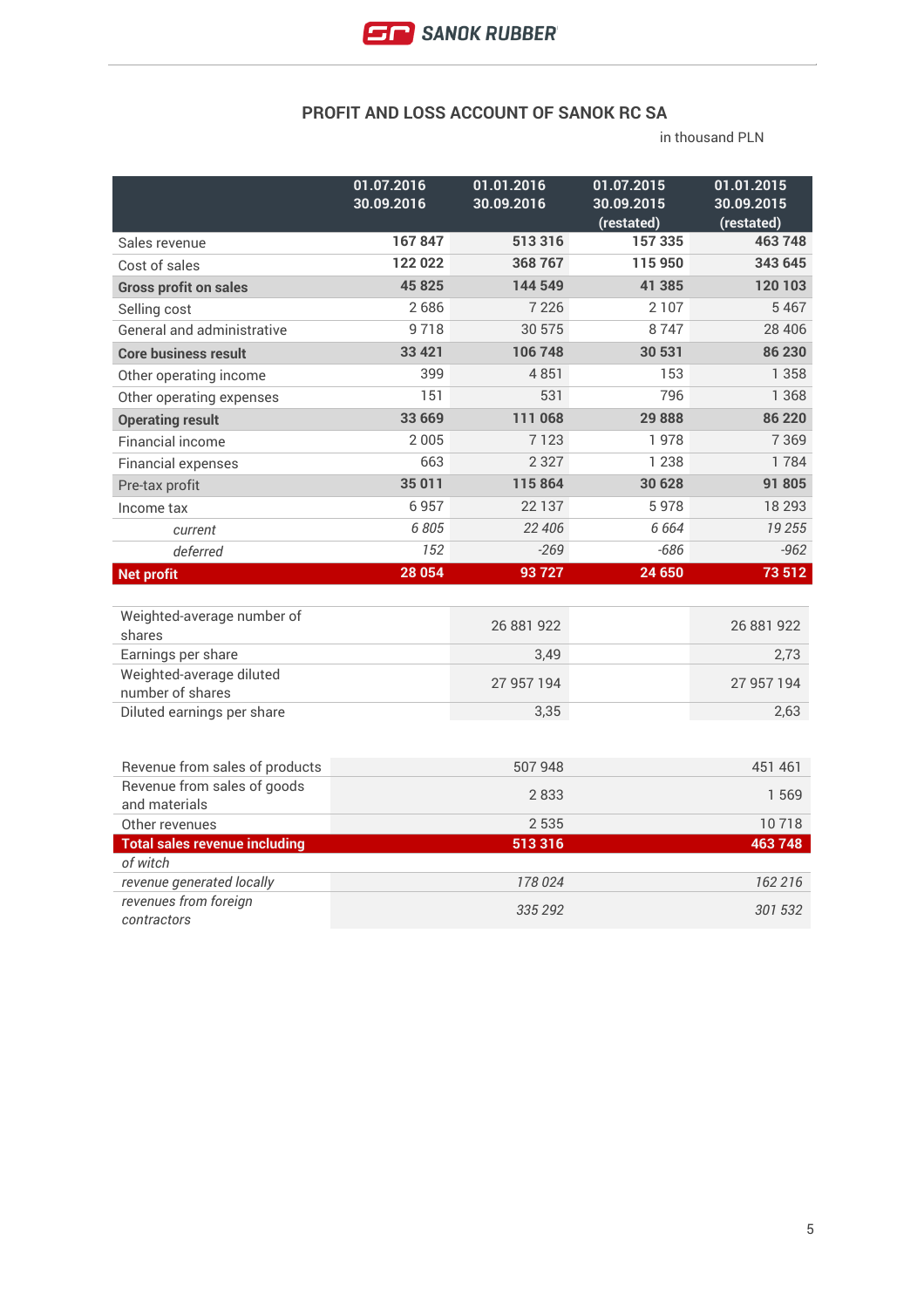## PROFIT AND LOSS ACCOUNT OF SANOK RC SA

in thousand PLN

| | 01.07.2016 30.09.2016 | 01.01.2016 30.09.2016 | 01.07.2015 30.09.2015 (restated) | 01.01.2015 30.09.2015 (restated) |
|---|---|---|---|---|
| Sales revenue | 167 847 | 513 316 | 157 335 | 463 748 |
| Cost of sales | 122 022 | 368 767 | 115 950 | 343 645 |
| **Gross profit on sales** | **45 825** | **144 549** | **41 385** | **120 103** |
| Selling cost | 2 686 | 7 226 | 2 107 | 5 467 |
| General and administrative | 9 718 | 30 575 | 8 747 | 28 406 |
| **Core business result** | **33 421** | **106 748** | **30 531** | **86 230** |
| Other operating income | 399 | 4 851 | 153 | 1 358 |
| Other operating expenses | 151 | 531 | 796 | 1 368 |
| **Operating result** | **33 669** | **111 068** | **29 888** | **86 220** |
| Financial income | 2 005 | 7 123 | 1 978 | 7 369 |
| Financial expenses | 663 | 2 327 | 1 238 | 1 784 |
| Pre-tax profit | **35 011** | **115 864** | **30 628** | **91 805** |
| Income tax | 6 957 | 22 137 | 5 978 | 18 293 |
| *current* | *6 805* | *22 406* | *6 664* | *19 255* |
| *deferred* | *152* | *-269* | *-686* | *-962* |
| **Net profit** | **28 054** | **93 727** | **24 650** | **73 512** |

| | | | | |
|---|---|---|---|---|
| Weighted-average number of shares | | 26 881 922 | | 26 881 922 |
| Earnings per share | | 3,49 | | 2,73 |
| Weighted-average diluted number of shares | | 27 957 194 | | 27 957 194 |
| Diluted earnings per share | | 3,35 | | 2,63 |

| | | |
|---|---|---|
| Revenue from sales of products | 507 948 | 451 461 |
| Revenue from sales of goods and materials | 2 833 | 1 569 |
| Other revenues | 2 535 | 10 718 |
| **Total sales revenue including** | **513 316** | **463 748** |
| *of witch* | | |
| *revenue generated locally* | *178 024* | *162 216* |
| *revenues from foreign contractors* | *335 292* | *301 532* |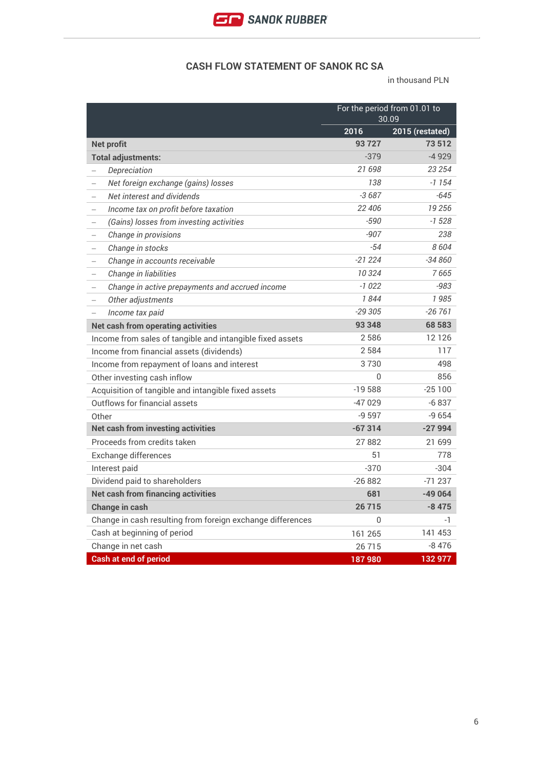## CASH FLOW STATEMENT OF SANOK RC SA

in thousand PLN

| | For the period from 01.01 to 30.09 | |
|---|---|---|
| | 2016 | 2015 (restated) |
| **Net profit** | **93 727** | **73 512** |
| **Total adjustments:** | -379 | -4 929 |
| – *Depreciation* | *21 698* | *23 254* |
| – *Net foreign exchange (gains) losses* | *138* | *-1 154* |
| – *Net interest and dividends* | *-3 687* | *-645* |
| – *Income tax on profit before taxation* | *22 406* | *19 256* |
| – *(Gains) losses from investing activities* | *-590* | *-1 528* |
| – *Change in provisions* | *-907* | *238* |
| – *Change in stocks* | *-54* | *8 604* |
| – *Change in accounts receivable* | *-21 224* | *-34 860* |
| – *Change in liabilities* | *10 324* | *7 665* |
| – *Change in active prepayments and accrued income* | *-1 022* | *-983* |
| – *Other adjustments* | *1 844* | *1 985* |
| – *Income tax paid* | *-29 305* | *-26 761* |
| **Net cash from operating activities** | **93 348** | **68 583** |
| Income from sales of tangible and intangible fixed assets | 2 586 | 12 126 |
| Income from financial assets (dividends) | 2 584 | 117 |
| Income from repayment of loans and interest | 3 730 | 498 |
| Other investing cash inflow | 0 | 856 |
| Acquisition of tangible and intangible fixed assets | -19 588 | -25 100 |
| Outflows for financial assets | -47 029 | -6 837 |
| Other | -9 597 | -9 654 |
| **Net cash from investing activities** | **-67 314** | **-27 994** |
| Proceeds from credits taken | 27 882 | 21 699 |
| Exchange differences | 51 | 778 |
| Interest paid | -370 | -304 |
| Dividend paid to shareholders | -26 882 | -71 237 |
| **Net cash from financing activities** | **681** | **-49 064** |
| **Change in cash** | **26 715** | **-8 475** |
| Change in cash resulting from foreign exchange differences | 0 | -1 |
| Cash at beginning of period | 161 265 | 141 453 |
| Change in net cash | 26 715 | -8 476 |
| **Cash at end of period** | **187 980** | **132 977** |